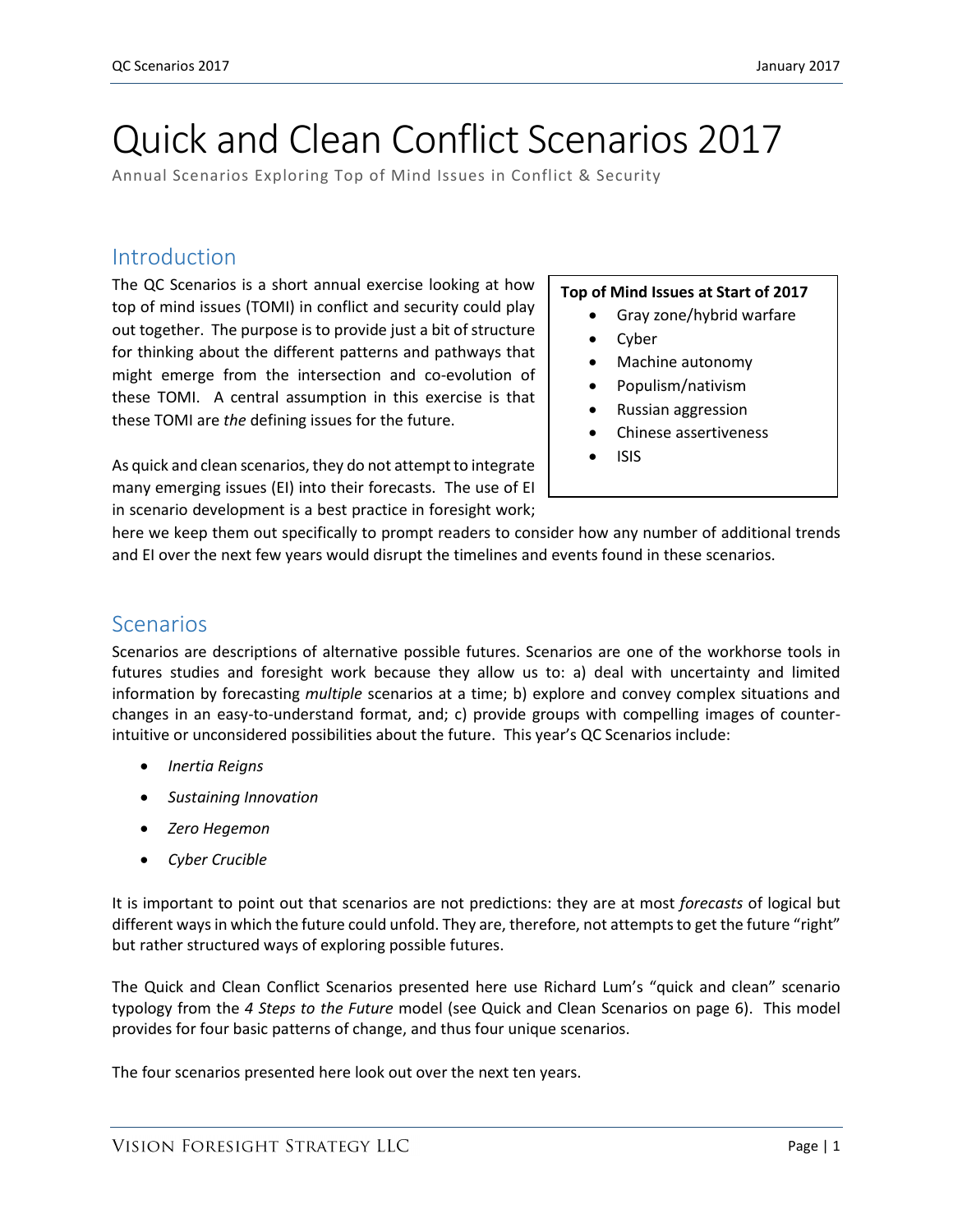# Quick and Clean Conflict Scenarios 2017

Annual Scenarios Exploring Top of Mind Issues in Conflict & Security

## Introduction

The QC Scenarios is a short annual exercise looking at how top of mind issues (TOMI) in conflict and security could play out together. The purpose is to provide just a bit of structure for thinking about the different patterns and pathways that might emerge from the intersection and co-evolution of these TOMI. A central assumption in this exercise is that these TOMI are *the* defining issues for the future.

> **Top of Mind Issues at Start of 2017**
> - Gray zone/hybrid warfare
> - Cyber
> - Machine autonomy
> - Populism/nativism
> - Russian aggression
> - Chinese assertiveness
> - ISIS

As quick and clean scenarios, they do not attempt to integrate many emerging issues (EI) into their forecasts. The use of EI in scenario development is a best practice in foresight work; here we keep them out specifically to prompt readers to consider how any number of additional trends and EI over the next few years would disrupt the timelines and events found in these scenarios.

## Scenarios

Scenarios are descriptions of alternative possible futures. Scenarios are one of the workhorse tools in futures studies and foresight work because they allow us to: a) deal with uncertainty and limited information by forecasting *multiple* scenarios at a time; b) explore and convey complex situations and changes in an easy-to-understand format, and; c) provide groups with compelling images of counter-intuitive or unconsidered possibilities about the future. This year's QC Scenarios include:

- *Inertia Reigns*
- *Sustaining Innovation*
- *Zero Hegemon*
- *Cyber Crucible*

It is important to point out that scenarios are not predictions: they are at most *forecasts* of logical but different ways in which the future could unfold. They are, therefore, not attempts to get the future "right" but rather structured ways of exploring possible futures.

The Quick and Clean Conflict Scenarios presented here use Richard Lum's "quick and clean" scenario typology from the *4 Steps to the Future* model (see Quick and Clean Scenarios on page 6). This model provides for four basic patterns of change, and thus four unique scenarios.

The four scenarios presented here look out over the next ten years.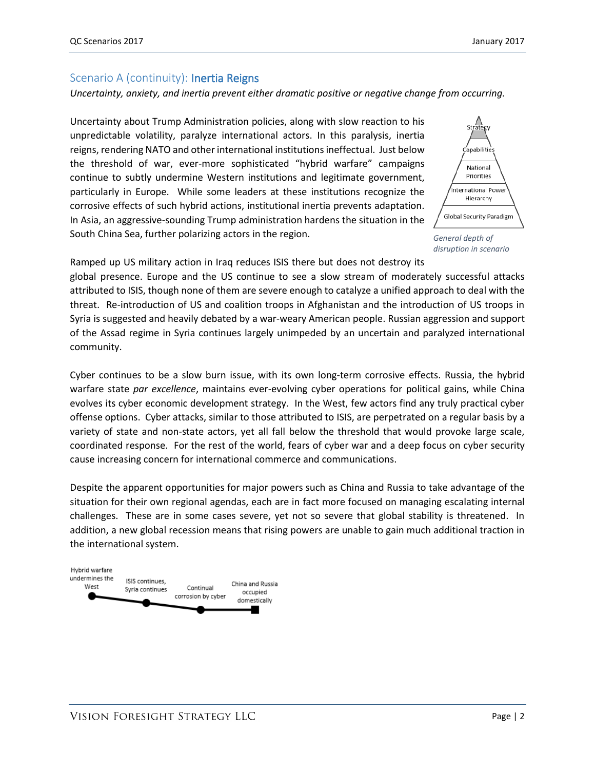## Scenario A (continuity): **Inertia Reigns**

*Uncertainty, anxiety, and inertia prevent either dramatic positive or negative change from occurring.*

Uncertainty about Trump Administration policies, along with slow reaction to his unpredictable volatility, paralyze international actors. In this paralysis, inertia reigns, rendering NATO and other international institutions ineffectual. Just below the threshold of war, ever-more sophisticated "hybrid warfare" campaigns continue to subtly undermine Western institutions and legitimate government, particularly in Europe. While some leaders at these institutions recognize the corrosive effects of such hybrid actions, institutional inertia prevents adaptation. In Asia, an aggressive-sounding Trump administration hardens the situation in the South China Sea, further polarizing actors in the region.

Strategy
Capabilities
National Priorities
International Power Hierarchy
Global Security Paradigm

*General depth of disruption in scenario*

Ramped up US military action in Iraq reduces ISIS there but does not destroy its global presence. Europe and the US continue to see a slow stream of moderately successful attacks attributed to ISIS, though none of them are severe enough to catalyze a unified approach to deal with the threat. Re-introduction of US and coalition troops in Afghanistan and the introduction of US troops in Syria is suggested and heavily debated by a war-weary American people. Russian aggression and support of the Assad regime in Syria continues largely unimpeded by an uncertain and paralyzed international community.

Cyber continues to be a slow burn issue, with its own long-term corrosive effects. Russia, the hybrid warfare state *par excellence*, maintains ever-evolving cyber operations for political gains, while China evolves its cyber economic development strategy. In the West, few actors find any truly practical cyber offense options. Cyber attacks, similar to those attributed to ISIS, are perpetrated on a regular basis by a variety of state and non-state actors, yet all fall below the threshold that would provoke large scale, coordinated response. For the rest of the world, fears of cyber war and a deep focus on cyber security cause increasing concern for international commerce and communications.

Despite the apparent opportunities for major powers such as China and Russia to take advantage of the situation for their own regional agendas, each are in fact more focused on managing escalating internal challenges. These are in some cases severe, yet not so severe that global stability is threatened. In addition, a new global recession means that rising powers are unable to gain much additional traction in the international system.

Hybrid warfare undermines the West → ISIS continues, Syria continues → Continual corrosion by cyber → China and Russia occupied domestically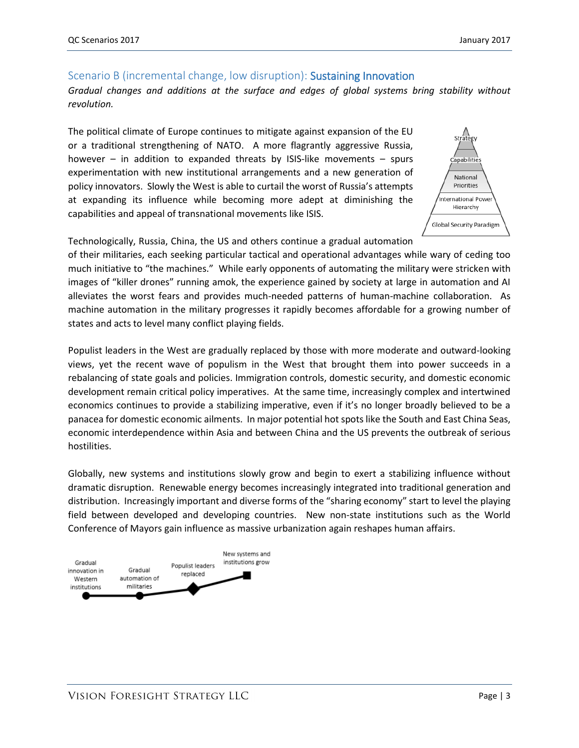## Scenario B (incremental change, low disruption): Sustaining Innovation

*Gradual changes and additions at the surface and edges of global systems bring stability without revolution.*

The political climate of Europe continues to mitigate against expansion of the EU or a traditional strengthening of NATO. A more flagrantly aggressive Russia, however – in addition to expanded threats by ISIS-like movements – spurs experimentation with new institutional arrangements and a new generation of policy innovators. Slowly the West is able to curtail the worst of Russia's attempts at expanding its influence while becoming more adept at diminishing the capabilities and appeal of transnational movements like ISIS.

Strategy
Capabilities
National Priorities
International Power Hierarchy
Global Security Paradigm

Technologically, Russia, China, the US and others continue a gradual automation of their militaries, each seeking particular tactical and operational advantages while wary of ceding too much initiative to "the machines." While early opponents of automating the military were stricken with images of "killer drones" running amok, the experience gained by society at large in automation and AI alleviates the worst fears and provides much-needed patterns of human-machine collaboration. As machine automation in the military progresses it rapidly becomes affordable for a growing number of states and acts to level many conflict playing fields.

Populist leaders in the West are gradually replaced by those with more moderate and outward-looking views, yet the recent wave of populism in the West that brought them into power succeeds in a rebalancing of state goals and policies. Immigration controls, domestic security, and domestic economic development remain critical policy imperatives. At the same time, increasingly complex and intertwined economics continues to provide a stabilizing imperative, even if it's no longer broadly believed to be a panacea for domestic economic ailments. In major potential hot spots like the South and East China Seas, economic interdependence within Asia and between China and the US prevents the outbreak of serious hostilities.

Globally, new systems and institutions slowly grow and begin to exert a stabilizing influence without dramatic disruption. Renewable energy becomes increasingly integrated into traditional generation and distribution. Increasingly important and diverse forms of the "sharing economy" start to level the playing field between developed and developing countries. New non-state institutions such as the World Conference of Mayors gain influence as massive urbanization again reshapes human affairs.

Gradual innovation in Western institutions → Gradual automation of militaries → Populist leaders replaced → New systems and institutions grow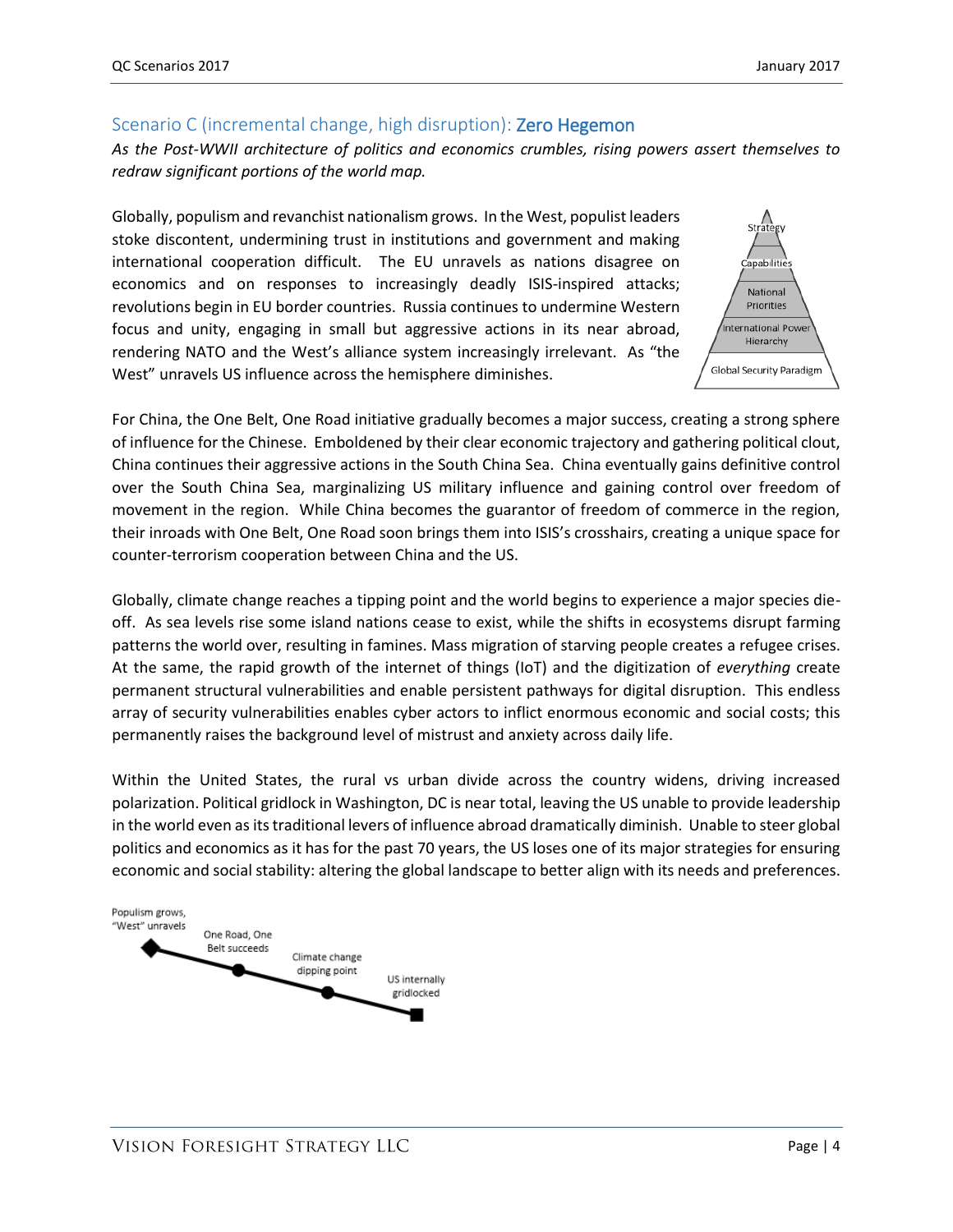## Scenario C (incremental change, high disruption): **Zero Hegemon**

*As the Post-WWII architecture of politics and economics crumbles, rising powers assert themselves to redraw significant portions of the world map.*

Globally, populism and revanchist nationalism grows. In the West, populist leaders stoke discontent, undermining trust in institutions and government and making international cooperation difficult. The EU unravels as nations disagree on economics and on responses to increasingly deadly ISIS-inspired attacks; revolutions begin in EU border countries. Russia continues to undermine Western focus and unity, engaging in small but aggressive actions in its near abroad, rendering NATO and the West's alliance system increasingly irrelevant. As "the West" unravels US influence across the hemisphere diminishes.

Strategy
Capabilities
National Priorities
International Power Hierarchy
Global Security Paradigm

For China, the One Belt, One Road initiative gradually becomes a major success, creating a strong sphere of influence for the Chinese. Emboldened by their clear economic trajectory and gathering political clout, China continues their aggressive actions in the South China Sea. China eventually gains definitive control over the South China Sea, marginalizing US military influence and gaining control over freedom of movement in the region. While China becomes the guarantor of freedom of commerce in the region, their inroads with One Belt, One Road soon brings them into ISIS's crosshairs, creating a unique space for counter-terrorism cooperation between China and the US.

Globally, climate change reaches a tipping point and the world begins to experience a major species die-off. As sea levels rise some island nations cease to exist, while the shifts in ecosystems disrupt farming patterns the world over, resulting in famines. Mass migration of starving people creates a refugee crises. At the same, the rapid growth of the internet of things (IoT) and the digitization of *everything* create permanent structural vulnerabilities and enable persistent pathways for digital disruption. This endless array of security vulnerabilities enables cyber actors to inflict enormous economic and social costs; this permanently raises the background level of mistrust and anxiety across daily life.

Within the United States, the rural vs urban divide across the country widens, driving increased polarization. Political gridlock in Washington, DC is near total, leaving the US unable to provide leadership in the world even as its traditional levers of influence abroad dramatically diminish. Unable to steer global politics and economics as it has for the past 70 years, the US loses one of its major strategies for ensuring economic and social stability: altering the global landscape to better align with its needs and preferences.

Populism grows, "West" unravels → One Road, One Belt succeeds → Climate change dipping point → US internally gridlocked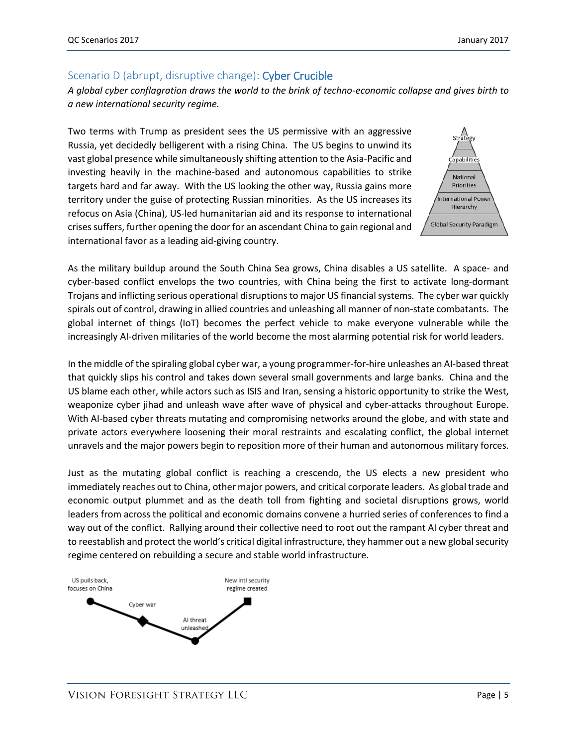## Scenario D (abrupt, disruptive change): **Cyber Crucible**

*A global cyber conflagration draws the world to the brink of techno-economic collapse and gives birth to a new international security regime.*

Two terms with Trump as president sees the US permissive with an aggressive Russia, yet decidedly belligerent with a rising China. The US begins to unwind its vast global presence while simultaneously shifting attention to the Asia-Pacific and investing heavily in the machine-based and autonomous capabilities to strike targets hard and far away. With the US looking the other way, Russia gains more territory under the guise of protecting Russian minorities. As the US increases its refocus on Asia (China), US-led humanitarian aid and its response to international crises suffers, further opening the door for an ascendant China to gain regional and international favor as a leading aid-giving country.

Strategy
Capabilities
National Priorities
International Power Hierarchy
Global Security Paradigm

As the military buildup around the South China Sea grows, China disables a US satellite. A space- and cyber-based conflict envelops the two countries, with China being the first to activate long-dormant Trojans and inflicting serious operational disruptions to major US financial systems. The cyber war quickly spirals out of control, drawing in allied countries and unleashing all manner of non-state combatants. The global internet of things (IoT) becomes the perfect vehicle to make everyone vulnerable while the increasingly AI-driven militaries of the world become the most alarming potential risk for world leaders.

In the middle of the spiraling global cyber war, a young programmer-for-hire unleashes an AI-based threat that quickly slips his control and takes down several small governments and large banks. China and the US blame each other, while actors such as ISIS and Iran, sensing a historic opportunity to strike the West, weaponize cyber jihad and unleash wave after wave of physical and cyber-attacks throughout Europe. With AI-based cyber threats mutating and compromising networks around the globe, and with state and private actors everywhere loosening their moral restraints and escalating conflict, the global internet unravels and the major powers begin to reposition more of their human and autonomous military forces.

Just as the mutating global conflict is reaching a crescendo, the US elects a new president who immediately reaches out to China, other major powers, and critical corporate leaders. As global trade and economic output plummet and as the death toll from fighting and societal disruptions grows, world leaders from across the political and economic domains convene a hurried series of conferences to find a way out of the conflict. Rallying around their collective need to root out the rampant AI cyber threat and to reestablish and protect the world's critical digital infrastructure, they hammer out a new global security regime centered on rebuilding a secure and stable world infrastructure.

US pulls back, focuses on China
Cyber war
AI threat unleashed
New intl security regime created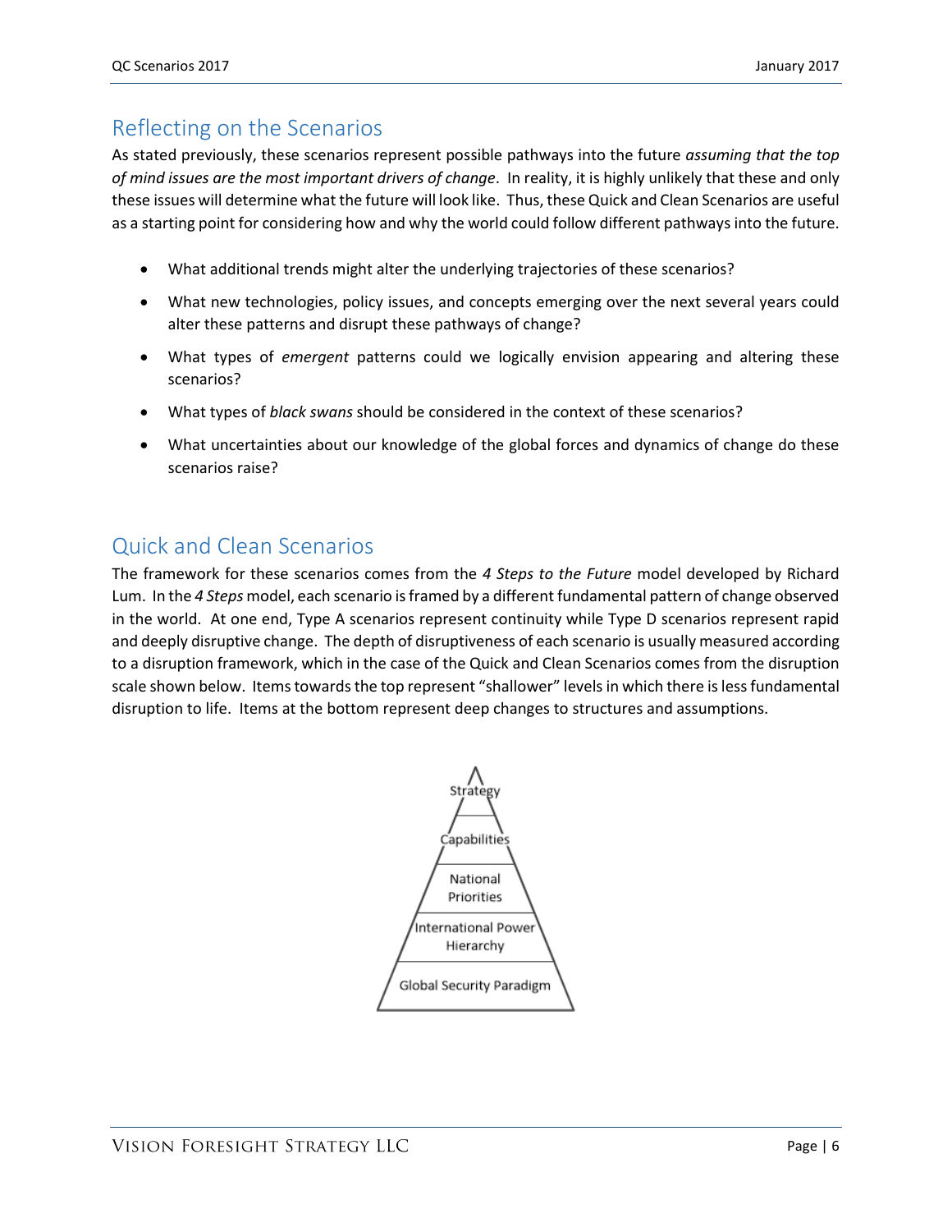## Reflecting on the Scenarios

As stated previously, these scenarios represent possible pathways into the future *assuming that the top of mind issues are the most important drivers of change*. In reality, it is highly unlikely that these and only these issues will determine what the future will look like. Thus, these Quick and Clean Scenarios are useful as a starting point for considering how and why the world could follow different pathways into the future.

- What additional trends might alter the underlying trajectories of these scenarios?
- What new technologies, policy issues, and concepts emerging over the next several years could alter these patterns and disrupt these pathways of change?
- What types of *emergent* patterns could we logically envision appearing and altering these scenarios?
- What types of *black swans* should be considered in the context of these scenarios?
- What uncertainties about our knowledge of the global forces and dynamics of change do these scenarios raise?

## Quick and Clean Scenarios

The framework for these scenarios comes from the *4 Steps to the Future* model developed by Richard Lum. In the *4 Steps* model, each scenario is framed by a different fundamental pattern of change observed in the world. At one end, Type A scenarios represent continuity while Type D scenarios represent rapid and deeply disruptive change. The depth of disruptiveness of each scenario is usually measured according to a disruption framework, which in the case of the Quick and Clean Scenarios comes from the disruption scale shown below. Items towards the top represent "shallower" levels in which there is less fundamental disruption to life. Items at the bottom represent deep changes to structures and assumptions.

- Strategy
- Capabilities
- National Priorities
- International Power Hierarchy
- Global Security Paradigm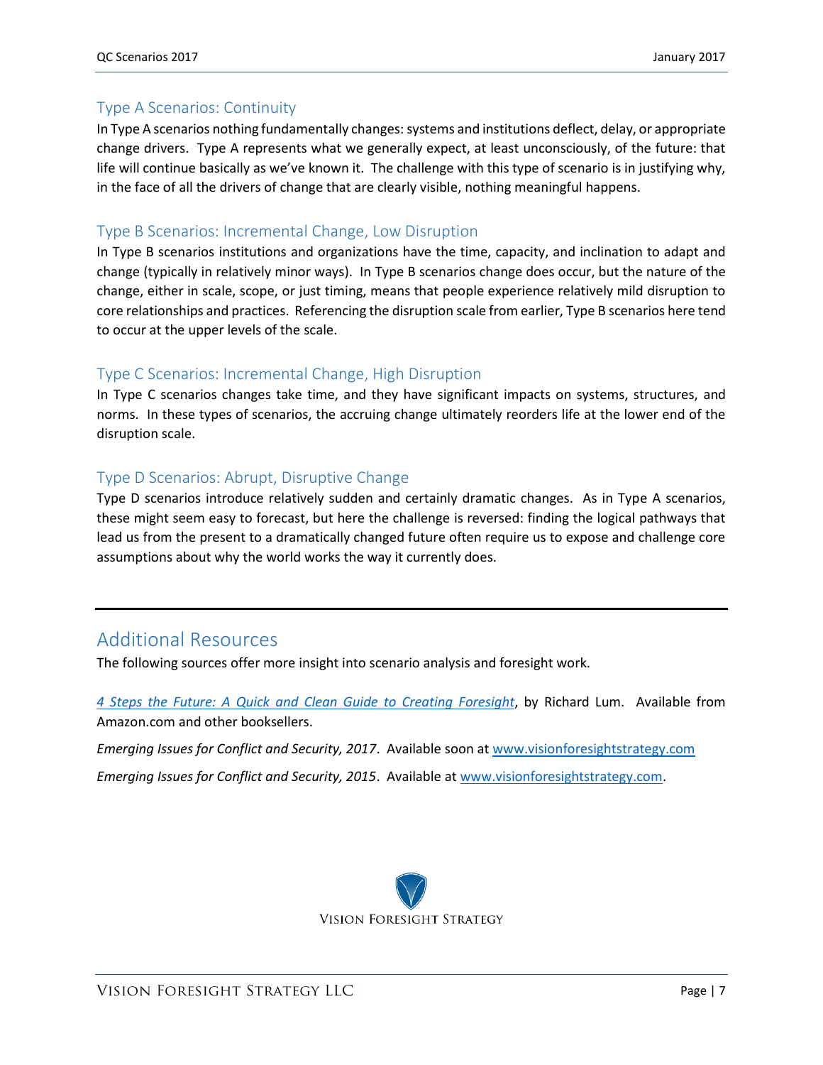## Type A Scenarios: Continuity

In Type A scenarios nothing fundamentally changes: systems and institutions deflect, delay, or appropriate change drivers. Type A represents what we generally expect, at least unconsciously, of the future: that life will continue basically as we've known it. The challenge with this type of scenario is in justifying why, in the face of all the drivers of change that are clearly visible, nothing meaningful happens.

## Type B Scenarios: Incremental Change, Low Disruption

In Type B scenarios institutions and organizations have the time, capacity, and inclination to adapt and change (typically in relatively minor ways). In Type B scenarios change does occur, but the nature of the change, either in scale, scope, or just timing, means that people experience relatively mild disruption to core relationships and practices. Referencing the disruption scale from earlier, Type B scenarios here tend to occur at the upper levels of the scale.

## Type C Scenarios: Incremental Change, High Disruption

In Type C scenarios changes take time, and they have significant impacts on systems, structures, and norms. In these types of scenarios, the accruing change ultimately reorders life at the lower end of the disruption scale.

## Type D Scenarios: Abrupt, Disruptive Change

Type D scenarios introduce relatively sudden and certainly dramatic changes. As in Type A scenarios, these might seem easy to forecast, but here the challenge is reversed: finding the logical pathways that lead us from the present to a dramatically changed future often require us to expose and challenge core assumptions about why the world works the way it currently does.

---

# Additional Resources

The following sources offer more insight into scenario analysis and foresight work.

*4 Steps the Future: A Quick and Clean Guide to Creating Foresight*, by Richard Lum. Available from Amazon.com and other booksellers.

*Emerging Issues for Conflict and Security, 2017*. Available soon at www.visionforesightstrategy.com

*Emerging Issues for Conflict and Security, 2015*. Available at www.visionforesightstrategy.com.

Vision Foresight Strategy